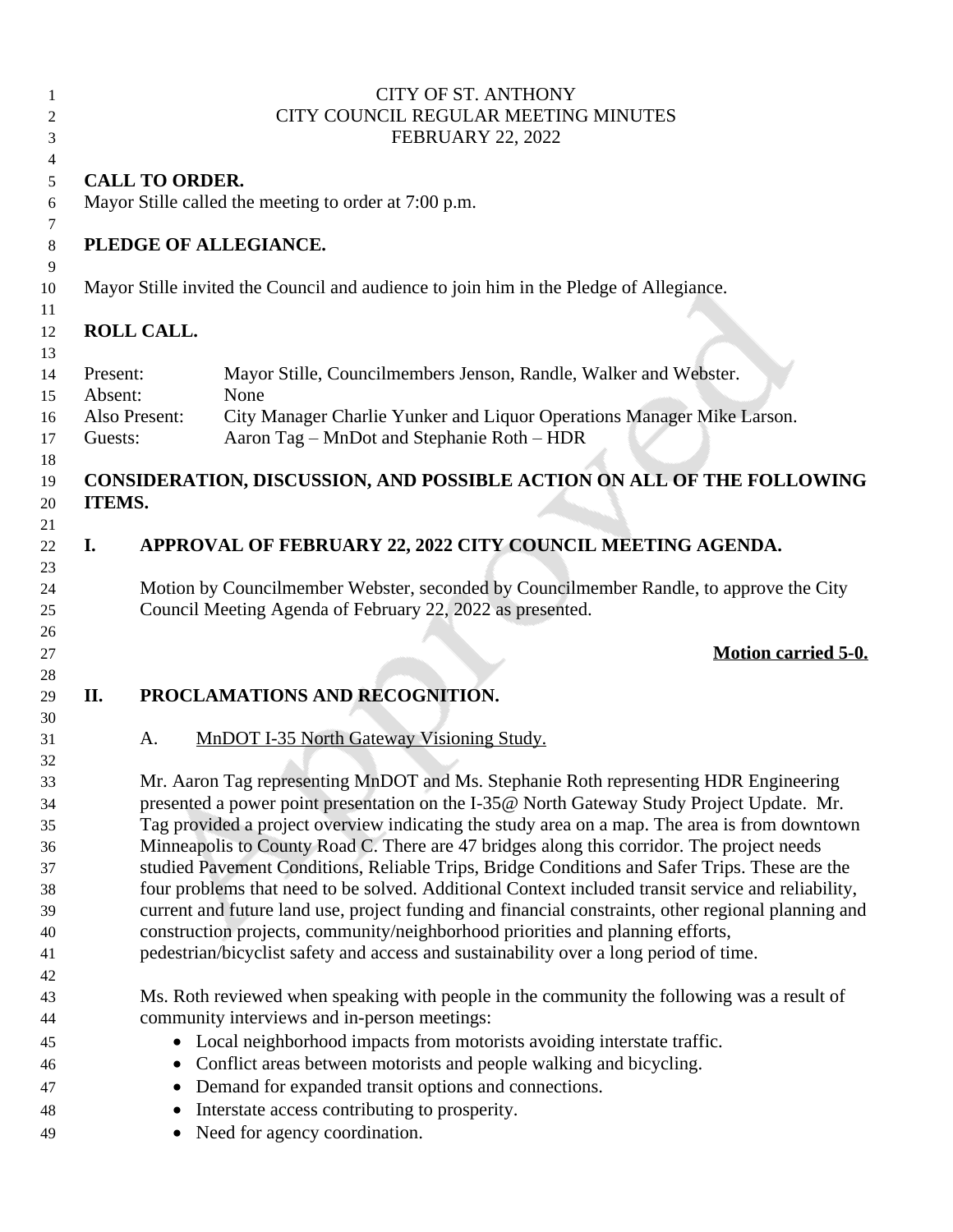CITY OF ST. ANTHONY
CITY COUNCIL REGULAR MEETING MINUTES
FEBRUARY 22, 2022

**CALL TO ORDER.**

Mayor Stille called the meeting to order at 7:00 p.m.

**PLEDGE OF ALLEGIANCE.**

Mayor Stille invited the Council and audience to join him in the Pledge of Allegiance.

**ROLL CALL.**

| | |
|---|---|
| Present: | Mayor Stille, Councilmembers Jenson, Randle, Walker and Webster. |
| Absent: | None |
| Also Present: | City Manager Charlie Yunker and Liquor Operations Manager Mike Larson. |
| Guests: | Aaron Tag – MnDot and Stephanie Roth – HDR |

**CONSIDERATION, DISCUSSION, AND POSSIBLE ACTION ON ALL OF THE FOLLOWING ITEMS.**

**I. APPROVAL OF FEBRUARY 22, 2022 CITY COUNCIL MEETING AGENDA.**

Motion by Councilmember Webster, seconded by Councilmember Randle, to approve the City Council Meeting Agenda of February 22, 2022 as presented.

**Motion carried 5-0.**

**II. PROCLAMATIONS AND RECOGNITION.**

A. MnDOT I-35 North Gateway Visioning Study.

Mr. Aaron Tag representing MnDOT and Ms. Stephanie Roth representing HDR Engineering presented a power point presentation on the I-35@ North Gateway Study Project Update. Mr. Tag provided a project overview indicating the study area on a map. The area is from downtown Minneapolis to County Road C. There are 47 bridges along this corridor. The project needs studied Pavement Conditions, Reliable Trips, Bridge Conditions and Safer Trips. These are the four problems that need to be solved. Additional Context included transit service and reliability, current and future land use, project funding and financial constraints, other regional planning and construction projects, community/neighborhood priorities and planning efforts, pedestrian/bicyclist safety and access and sustainability over a long period of time.

Ms. Roth reviewed when speaking with people in the community the following was a result of community interviews and in-person meetings:

- Local neighborhood impacts from motorists avoiding interstate traffic.
- Conflict areas between motorists and people walking and bicycling.
- Demand for expanded transit options and connections.
- Interstate access contributing to prosperity.
- Need for agency coordination.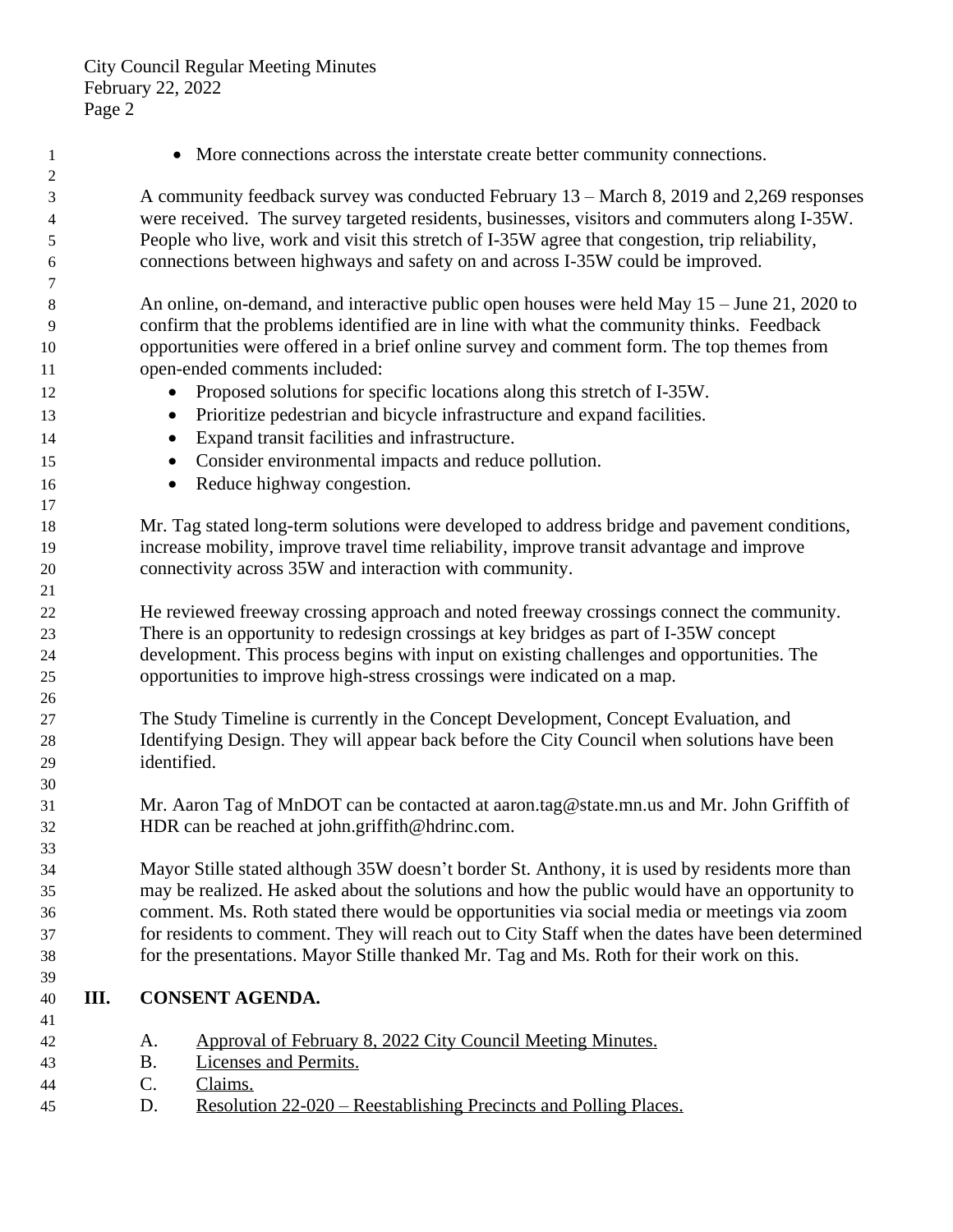- More connections across the interstate create better community connections.

A community feedback survey was conducted February 13 – March 8, 2019 and 2,269 responses were received. The survey targeted residents, businesses, visitors and commuters along I-35W. People who live, work and visit this stretch of I-35W agree that congestion, trip reliability, connections between highways and safety on and across I-35W could be improved.

An online, on-demand, and interactive public open houses were held May 15 – June 21, 2020 to confirm that the problems identified are in line with what the community thinks. Feedback opportunities were offered in a brief online survey and comment form. The top themes from open-ended comments included:

- Proposed solutions for specific locations along this stretch of I-35W.
- Prioritize pedestrian and bicycle infrastructure and expand facilities.
- Expand transit facilities and infrastructure.
- Consider environmental impacts and reduce pollution.
- Reduce highway congestion.

Mr. Tag stated long-term solutions were developed to address bridge and pavement conditions, increase mobility, improve travel time reliability, improve transit advantage and improve connectivity across 35W and interaction with community.

He reviewed freeway crossing approach and noted freeway crossings connect the community. There is an opportunity to redesign crossings at key bridges as part of I-35W concept development. This process begins with input on existing challenges and opportunities. The opportunities to improve high-stress crossings were indicated on a map.

The Study Timeline is currently in the Concept Development, Concept Evaluation, and Identifying Design. They will appear back before the City Council when solutions have been identified.

Mr. Aaron Tag of MnDOT can be contacted at aaron.tag@state.mn.us and Mr. John Griffith of HDR can be reached at john.griffith@hdrinc.com.

Mayor Stille stated although 35W doesn't border St. Anthony, it is used by residents more than may be realized. He asked about the solutions and how the public would have an opportunity to comment. Ms. Roth stated there would be opportunities via social media or meetings via zoom for residents to comment. They will reach out to City Staff when the dates have been determined for the presentations. Mayor Stille thanked Mr. Tag and Ms. Roth for their work on this.

## III. CONSENT AGENDA.

A. Approval of February 8, 2022 City Council Meeting Minutes.
B. Licenses and Permits.
C. Claims.
D. Resolution 22-020 – Reestablishing Precincts and Polling Places.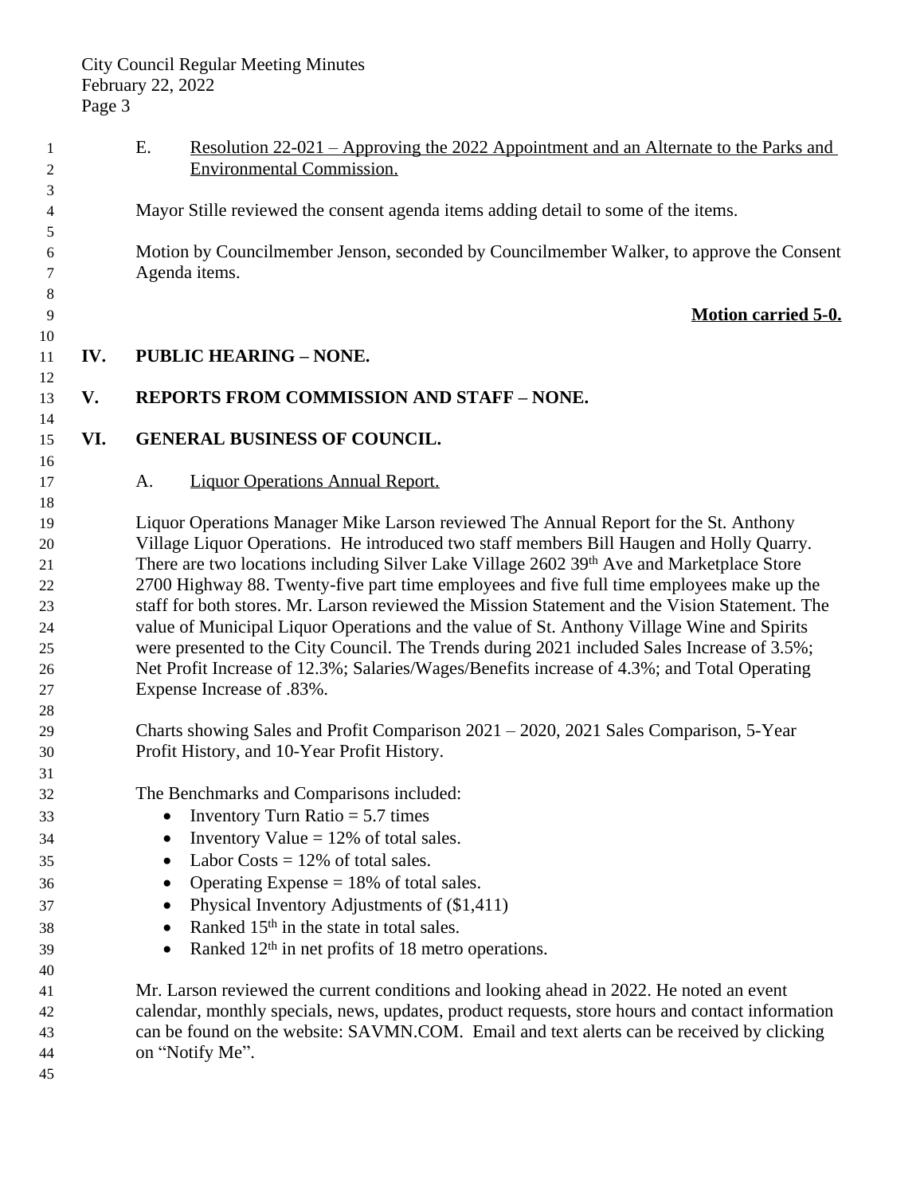E. Resolution 22-021 – Approving the 2022 Appointment and an Alternate to the Parks and Environmental Commission.

Mayor Stille reviewed the consent agenda items adding detail to some of the items.

Motion by Councilmember Jenson, seconded by Councilmember Walker, to approve the Consent Agenda items.

**Motion carried 5-0.**

## IV. PUBLIC HEARING – NONE.

## V. REPORTS FROM COMMISSION AND STAFF – NONE.

## VI. GENERAL BUSINESS OF COUNCIL.

A. Liquor Operations Annual Report.

Liquor Operations Manager Mike Larson reviewed The Annual Report for the St. Anthony Village Liquor Operations. He introduced two staff members Bill Haugen and Holly Quarry. There are two locations including Silver Lake Village 2602 39th Ave and Marketplace Store 2700 Highway 88. Twenty-five part time employees and five full time employees make up the staff for both stores. Mr. Larson reviewed the Mission Statement and the Vision Statement. The value of Municipal Liquor Operations and the value of St. Anthony Village Wine and Spirits were presented to the City Council. The Trends during 2021 included Sales Increase of 3.5%; Net Profit Increase of 12.3%; Salaries/Wages/Benefits increase of 4.3%; and Total Operating Expense Increase of .83%.

Charts showing Sales and Profit Comparison 2021 – 2020, 2021 Sales Comparison, 5-Year Profit History, and 10-Year Profit History.

The Benchmarks and Comparisons included:

- Inventory Turn Ratio = 5.7 times
- Inventory Value = 12% of total sales.
- Labor Costs = 12% of total sales.
- Operating Expense = 18% of total sales.
- Physical Inventory Adjustments of ($1,411)
- Ranked 15th in the state in total sales.
- Ranked 12th in net profits of 18 metro operations.

Mr. Larson reviewed the current conditions and looking ahead in 2022. He noted an event calendar, monthly specials, news, updates, product requests, store hours and contact information can be found on the website: SAVMN.COM. Email and text alerts can be received by clicking on "Notify Me".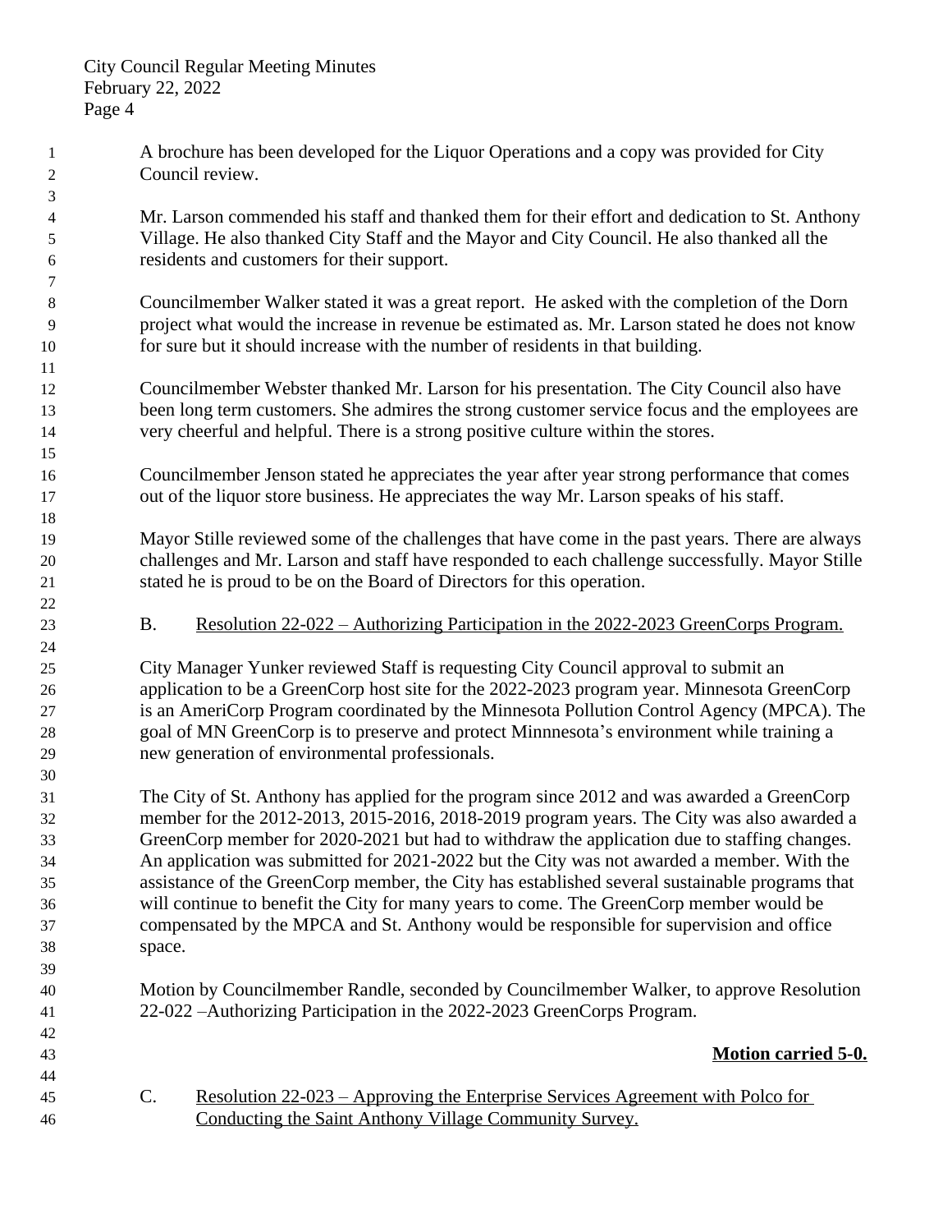A brochure has been developed for the Liquor Operations and a copy was provided for City Council review.

Mr. Larson commended his staff and thanked them for their effort and dedication to St. Anthony Village. He also thanked City Staff and the Mayor and City Council. He also thanked all the residents and customers for their support.

Councilmember Walker stated it was a great report. He asked with the completion of the Dorn project what would the increase in revenue be estimated as. Mr. Larson stated he does not know for sure but it should increase with the number of residents in that building.

Councilmember Webster thanked Mr. Larson for his presentation. The City Council also have been long term customers. She admires the strong customer service focus and the employees are very cheerful and helpful. There is a strong positive culture within the stores.

Councilmember Jenson stated he appreciates the year after year strong performance that comes out of the liquor store business. He appreciates the way Mr. Larson speaks of his staff.

Mayor Stille reviewed some of the challenges that have come in the past years. There are always challenges and Mr. Larson and staff have responded to each challenge successfully. Mayor Stille stated he is proud to be on the Board of Directors for this operation.

B. <u>Resolution 22-022 – Authorizing Participation in the 2022-2023 GreenCorps Program.</u>

City Manager Yunker reviewed Staff is requesting City Council approval to submit an application to be a GreenCorp host site for the 2022-2023 program year. Minnesota GreenCorp is an AmeriCorp Program coordinated by the Minnesota Pollution Control Agency (MPCA). The goal of MN GreenCorp is to preserve and protect Minnnesota's environment while training a new generation of environmental professionals.

The City of St. Anthony has applied for the program since 2012 and was awarded a GreenCorp member for the 2012-2013, 2015-2016, 2018-2019 program years. The City was also awarded a GreenCorp member for 2020-2021 but had to withdraw the application due to staffing changes. An application was submitted for 2021-2022 but the City was not awarded a member. With the assistance of the GreenCorp member, the City has established several sustainable programs that will continue to benefit the City for many years to come. The GreenCorp member would be compensated by the MPCA and St. Anthony would be responsible for supervision and office space.

Motion by Councilmember Randle, seconded by Councilmember Walker, to approve Resolution 22-022 –Authorizing Participation in the 2022-2023 GreenCorps Program.

**<u>Motion carried 5-0.</u>**

C. <u>Resolution 22-023 – Approving the Enterprise Services Agreement with Polco for Conducting the Saint Anthony Village Community Survey.</u>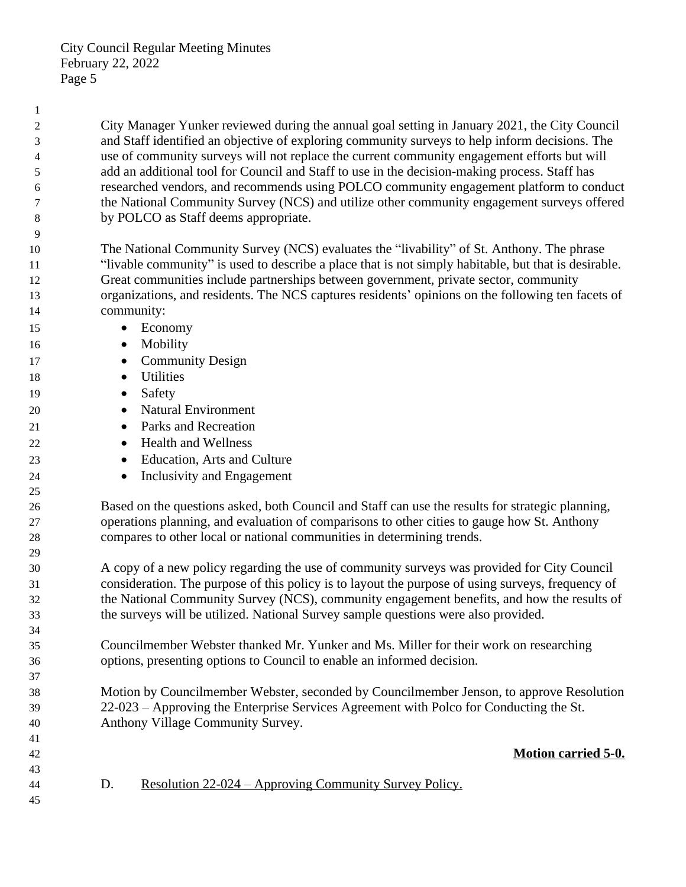City Manager Yunker reviewed during the annual goal setting in January 2021, the City Council and Staff identified an objective of exploring community surveys to help inform decisions. The use of community surveys will not replace the current community engagement efforts but will add an additional tool for Council and Staff to use in the decision-making process. Staff has researched vendors, and recommends using POLCO community engagement platform to conduct the National Community Survey (NCS) and utilize other community engagement surveys offered by POLCO as Staff deems appropriate.

The National Community Survey (NCS) evaluates the "livability" of St. Anthony. The phrase "livable community" is used to describe a place that is not simply habitable, but that is desirable. Great communities include partnerships between government, private sector, community organizations, and residents. The NCS captures residents' opinions on the following ten facets of community:

- Economy
- Mobility
- Community Design
- Utilities
- Safety
- Natural Environment
- Parks and Recreation
- Health and Wellness
- Education, Arts and Culture
- Inclusivity and Engagement

Based on the questions asked, both Council and Staff can use the results for strategic planning, operations planning, and evaluation of comparisons to other cities to gauge how St. Anthony compares to other local or national communities in determining trends.

A copy of a new policy regarding the use of community surveys was provided for City Council consideration. The purpose of this policy is to layout the purpose of using surveys, frequency of the National Community Survey (NCS), community engagement benefits, and how the results of the surveys will be utilized. National Survey sample questions were also provided.

Councilmember Webster thanked Mr. Yunker and Ms. Miller for their work on researching options, presenting options to Council to enable an informed decision.

Motion by Councilmember Webster, seconded by Councilmember Jenson, to approve Resolution 22-023 – Approving the Enterprise Services Agreement with Polco for Conducting the St. Anthony Village Community Survey.

**Motion carried 5-0.**

D. Resolution 22-024 – Approving Community Survey Policy.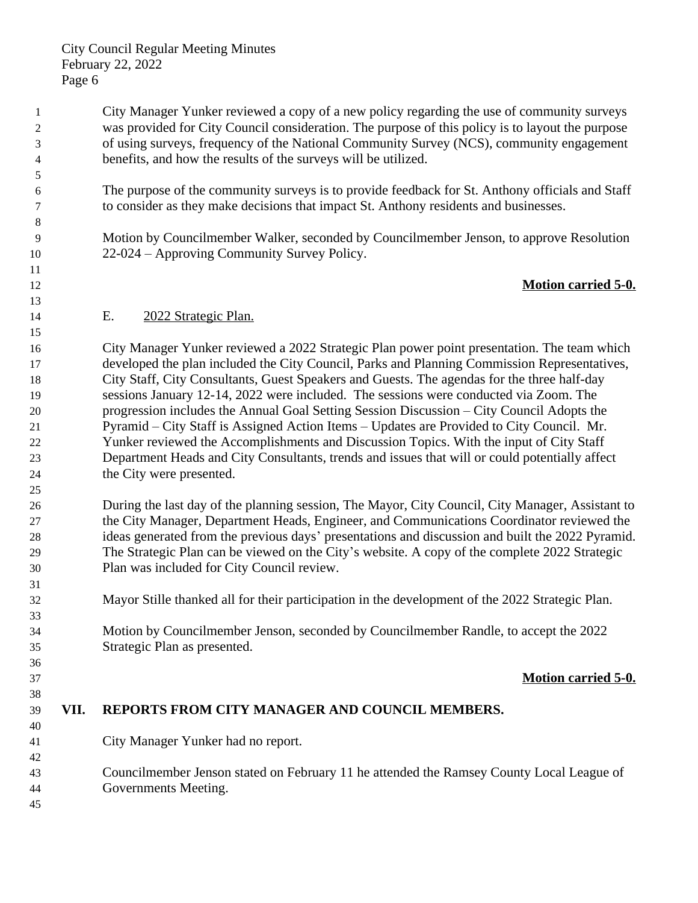City Manager Yunker reviewed a copy of a new policy regarding the use of community surveys was provided for City Council consideration. The purpose of this policy is to layout the purpose of using surveys, frequency of the National Community Survey (NCS), community engagement benefits, and how the results of the surveys will be utilized.

The purpose of the community surveys is to provide feedback for St. Anthony officials and Staff to consider as they make decisions that impact St. Anthony residents and businesses.

Motion by Councilmember Walker, seconded by Councilmember Jenson, to approve Resolution 22-024 – Approving Community Survey Policy.

**Motion carried 5-0.**

E. 2022 Strategic Plan.

City Manager Yunker reviewed a 2022 Strategic Plan power point presentation. The team which developed the plan included the City Council, Parks and Planning Commission Representatives, City Staff, City Consultants, Guest Speakers and Guests. The agendas for the three half-day sessions January 12-14, 2022 were included. The sessions were conducted via Zoom. The progression includes the Annual Goal Setting Session Discussion – City Council Adopts the Pyramid – City Staff is Assigned Action Items – Updates are Provided to City Council. Mr. Yunker reviewed the Accomplishments and Discussion Topics. With the input of City Staff Department Heads and City Consultants, trends and issues that will or could potentially affect the City were presented.

During the last day of the planning session, The Mayor, City Council, City Manager, Assistant to the City Manager, Department Heads, Engineer, and Communications Coordinator reviewed the ideas generated from the previous days' presentations and discussion and built the 2022 Pyramid. The Strategic Plan can be viewed on the City's website. A copy of the complete 2022 Strategic Plan was included for City Council review.

Mayor Stille thanked all for their participation in the development of the 2022 Strategic Plan.

Motion by Councilmember Jenson, seconded by Councilmember Randle, to accept the 2022 Strategic Plan as presented.

**Motion carried 5-0.**

## VII. REPORTS FROM CITY MANAGER AND COUNCIL MEMBERS.

City Manager Yunker had no report.

Councilmember Jenson stated on February 11 he attended the Ramsey County Local League of Governments Meeting.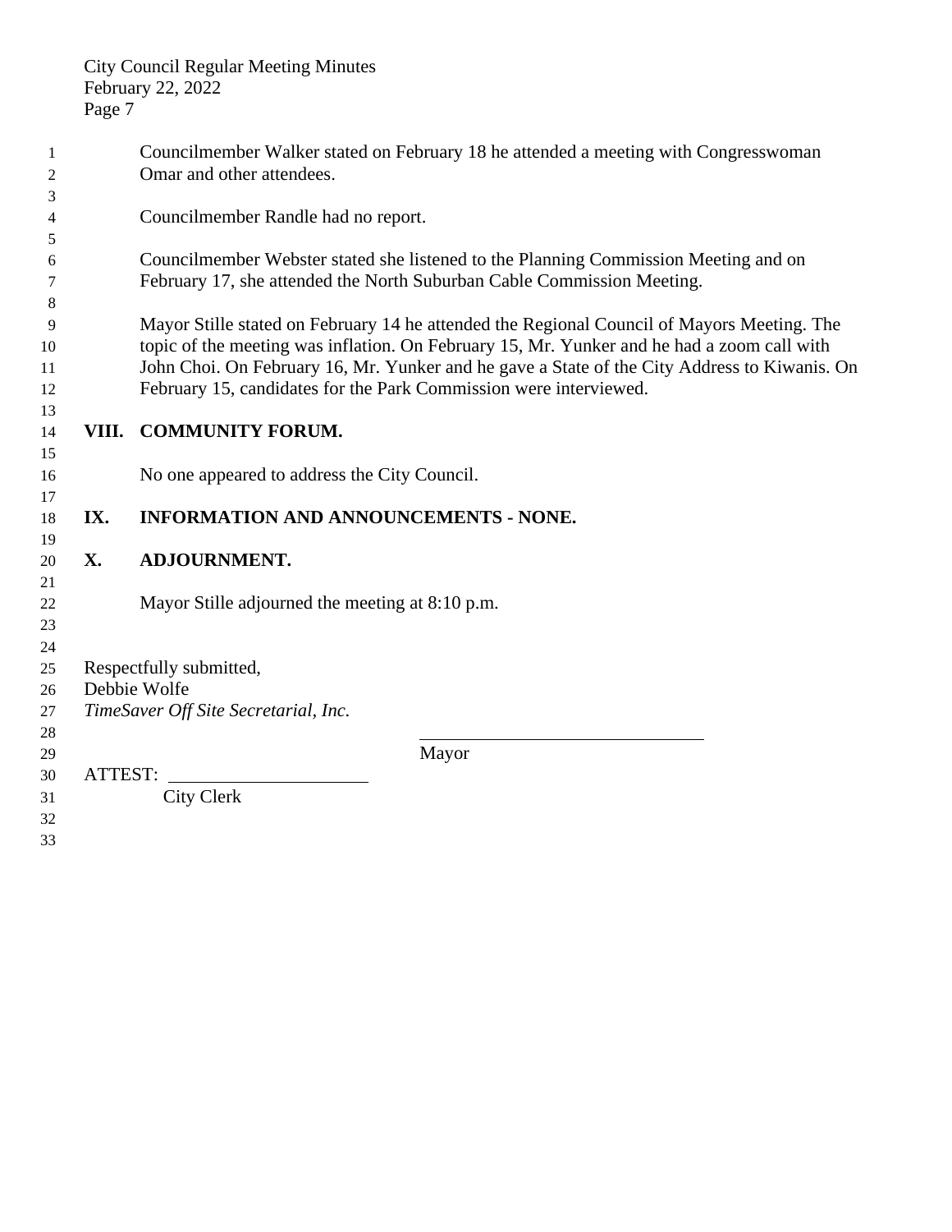Councilmember Walker stated on February 18 he attended a meeting with Congresswoman Omar and other attendees.

Councilmember Randle had no report.

Councilmember Webster stated she listened to the Planning Commission Meeting and on February 17, she attended the North Suburban Cable Commission Meeting.

Mayor Stille stated on February 14 he attended the Regional Council of Mayors Meeting. The topic of the meeting was inflation. On February 15, Mr. Yunker and he had a zoom call with John Choi. On February 16, Mr. Yunker and he gave a State of the City Address to Kiwanis. On February 15, candidates for the Park Commission were interviewed.

## VIII. COMMUNITY FORUM.

No one appeared to address the City Council.

## IX. INFORMATION AND ANNOUNCEMENTS - NONE.

## X. ADJOURNMENT.

Mayor Stille adjourned the meeting at 8:10 p.m.

Respectfully submitted,
Debbie Wolfe
*TimeSaver Off Site Secretarial, Inc.*

_______________________________
Mayor

ATTEST: ______________________
City Clerk